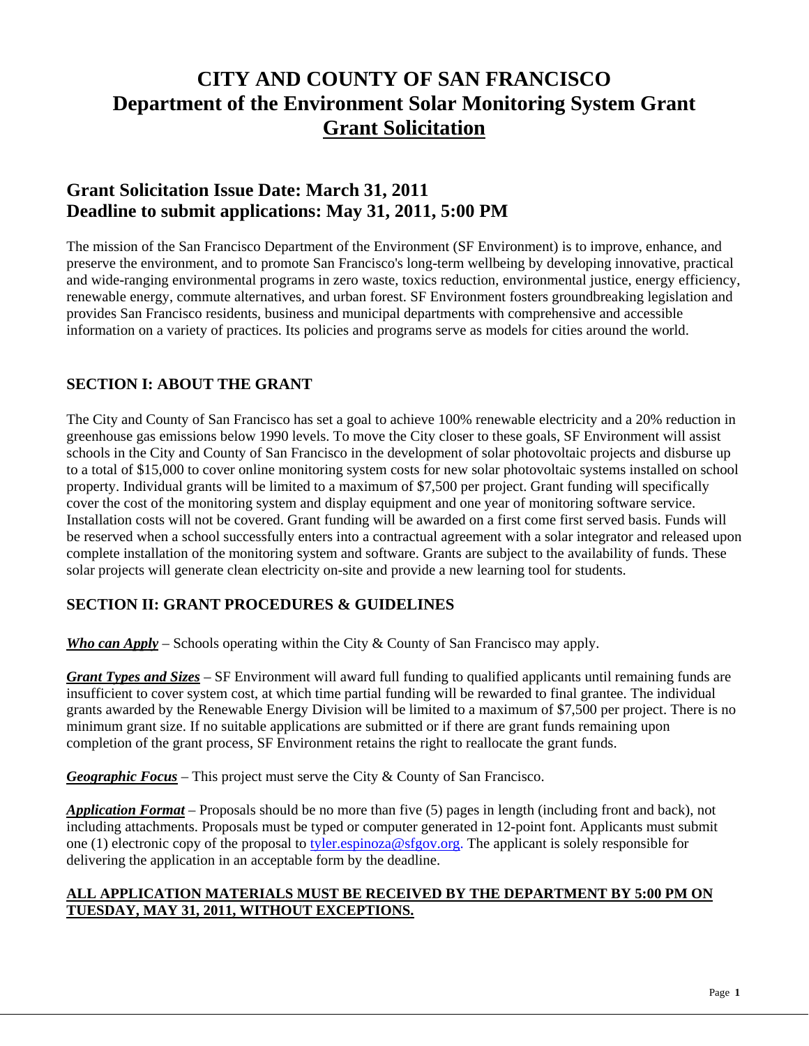# CITY AND COUNTY OF SAN FRANCISCO
# Department of the Environment Solar Monitoring System Grant
# Grant Solicitation

## Grant Solicitation Issue Date: March 31, 2011
## Deadline to submit applications: May 31, 2011, 5:00 PM

The mission of the San Francisco Department of the Environment (SF Environment) is to improve, enhance, and preserve the environment, and to promote San Francisco's long-term wellbeing by developing innovative, practical and wide-ranging environmental programs in zero waste, toxics reduction, environmental justice, energy efficiency, renewable energy, commute alternatives, and urban forest. SF Environment fosters groundbreaking legislation and provides San Francisco residents, business and municipal departments with comprehensive and accessible information on a variety of practices. Its policies and programs serve as models for cities around the world.

### SECTION I: ABOUT THE GRANT

The City and County of San Francisco has set a goal to achieve 100% renewable electricity and a 20% reduction in greenhouse gas emissions below 1990 levels. To move the City closer to these goals, SF Environment will assist schools in the City and County of San Francisco in the development of solar photovoltaic projects and disburse up to a total of $15,000 to cover online monitoring system costs for new solar photovoltaic systems installed on school property. Individual grants will be limited to a maximum of $7,500 per project. Grant funding will specifically cover the cost of the monitoring system and display equipment and one year of monitoring software service. Installation costs will not be covered. Grant funding will be awarded on a first come first served basis. Funds will be reserved when a school successfully enters into a contractual agreement with a solar integrator and released upon complete installation of the monitoring system and software. Grants are subject to the availability of funds. These solar projects will generate clean electricity on-site and provide a new learning tool for students.

### SECTION II: GRANT PROCEDURES & GUIDELINES

***Who can Apply*** – Schools operating within the City & County of San Francisco may apply.

***Grant Types and Sizes*** – SF Environment will award full funding to qualified applicants until remaining funds are insufficient to cover system cost, at which time partial funding will be rewarded to final grantee. The individual grants awarded by the Renewable Energy Division will be limited to a maximum of $7,500 per project. There is no minimum grant size. If no suitable applications are submitted or if there are grant funds remaining upon completion of the grant process, SF Environment retains the right to reallocate the grant funds.

***Geographic Focus*** – This project must serve the City & County of San Francisco.

***Application Format*** – Proposals should be no more than five (5) pages in length (including front and back), not including attachments. Proposals must be typed or computer generated in 12-point font. Applicants must submit one (1) electronic copy of the proposal to tyler.espinoza@sfgov.org. The applicant is solely responsible for delivering the application in an acceptable form by the deadline.

**ALL APPLICATION MATERIALS MUST BE RECEIVED BY THE DEPARTMENT BY 5:00 PM ON TUESDAY, MAY 31, 2011, WITHOUT EXCEPTIONS.**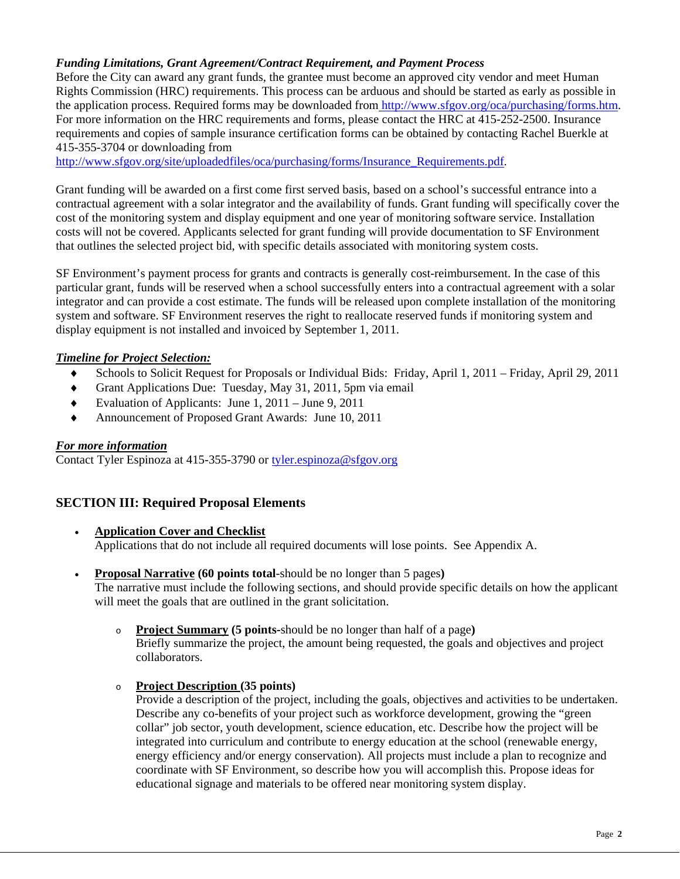***Funding Limitations, Grant Agreement/Contract Requirement, and Payment Process***

Before the City can award any grant funds, the grantee must become an approved city vendor and meet Human Rights Commission (HRC) requirements. This process can be arduous and should be started as early as possible in the application process. Required forms may be downloaded from http://www.sfgov.org/oca/purchasing/forms.htm. For more information on the HRC requirements and forms, please contact the HRC at 415-252-2500. Insurance requirements and copies of sample insurance certification forms can be obtained by contacting Rachel Buerkle at 415-355-3704 or downloading from http://www.sfgov.org/site/uploadedfiles/oca/purchasing/forms/Insurance_Requirements.pdf.

Grant funding will be awarded on a first come first served basis, based on a school's successful entrance into a contractual agreement with a solar integrator and the availability of funds. Grant funding will specifically cover the cost of the monitoring system and display equipment and one year of monitoring software service. Installation costs will not be covered. Applicants selected for grant funding will provide documentation to SF Environment that outlines the selected project bid, with specific details associated with monitoring system costs.

SF Environment's payment process for grants and contracts is generally cost-reimbursement. In the case of this particular grant, funds will be reserved when a school successfully enters into a contractual agreement with a solar integrator and can provide a cost estimate. The funds will be released upon complete installation of the monitoring system and software. SF Environment reserves the right to reallocate reserved funds if monitoring system and display equipment is not installed and invoiced by September 1, 2011.

***Timeline for Project Selection:***

- Schools to Solicit Request for Proposals or Individual Bids: Friday, April 1, 2011 – Friday, April 29, 2011
- Grant Applications Due: Tuesday, May 31, 2011, 5pm via email
- Evaluation of Applicants: June 1, 2011 – June 9, 2011
- Announcement of Proposed Grant Awards: June 10, 2011

***For more information***

Contact Tyler Espinoza at 415-355-3790 or tyler.espinoza@sfgov.org

## SECTION III: Required Proposal Elements

- **Application Cover and Checklist**
  Applications that do not include all required documents will lose points. See Appendix A.

- **Proposal Narrative (60 points total**-should be no longer than 5 pages**)**
  The narrative must include the following sections, and should provide specific details on how the applicant will meet the goals that are outlined in the grant solicitation.

  - **Project Summary (5 points-**should be no longer than half of a page**)**
    Briefly summarize the project, the amount being requested, the goals and objectives and project collaborators.

  - **Project Description (35 points)**
    Provide a description of the project, including the goals, objectives and activities to be undertaken. Describe any co-benefits of your project such as workforce development, growing the "green collar" job sector, youth development, science education, etc. Describe how the project will be integrated into curriculum and contribute to energy education at the school (renewable energy, energy efficiency and/or energy conservation). All projects must include a plan to recognize and coordinate with SF Environment, so describe how you will accomplish this. Propose ideas for educational signage and materials to be offered near monitoring system display.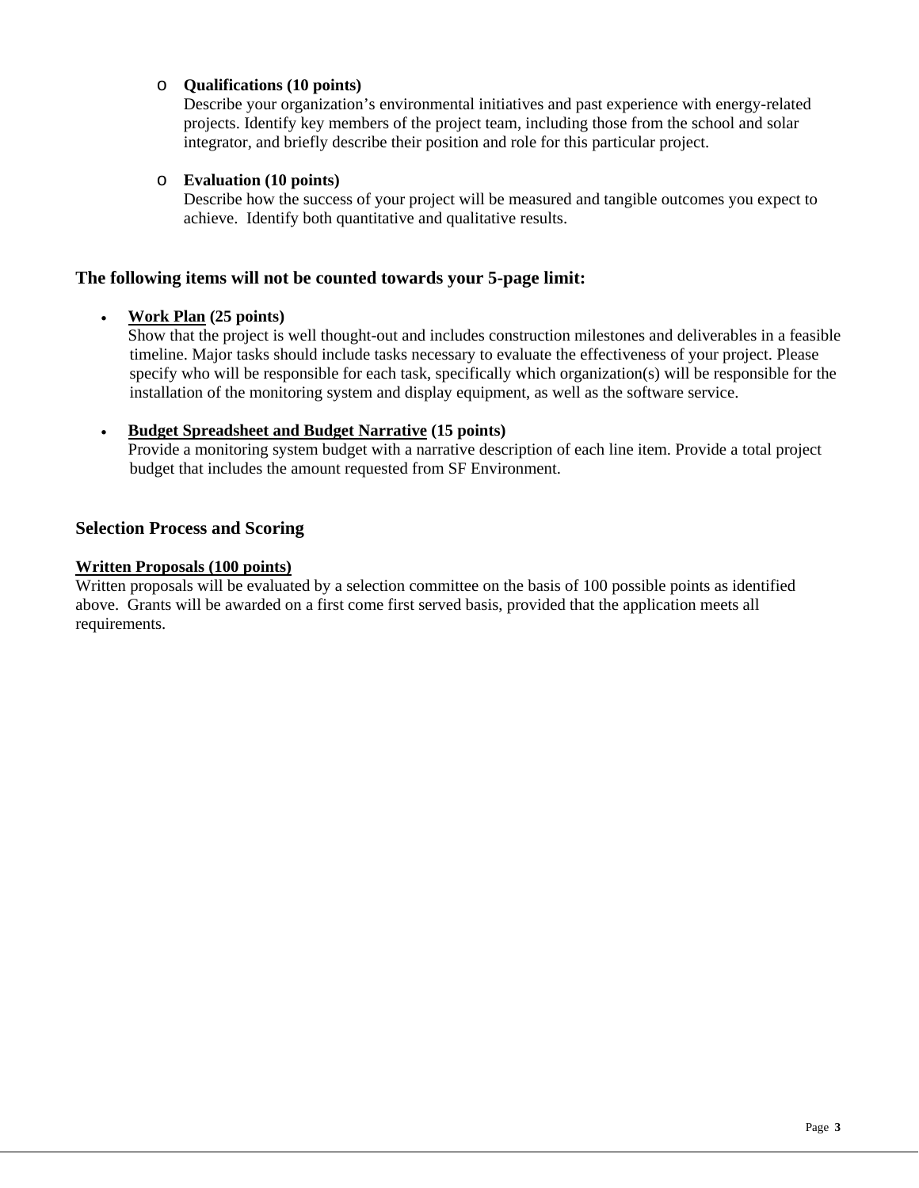- **Qualifications (10 points)**
  Describe your organization's environmental initiatives and past experience with energy-related projects. Identify key members of the project team, including those from the school and solar integrator, and briefly describe their position and role for this particular project.

- **Evaluation (10 points)**
  Describe how the success of your project will be measured and tangible outcomes you expect to achieve. Identify both quantitative and qualitative results.

### The following items will not be counted towards your 5-page limit:

- **<u>Work Plan</u> (25 points)**
  Show that the project is well thought-out and includes construction milestones and deliverables in a feasible timeline. Major tasks should include tasks necessary to evaluate the effectiveness of your project. Please specify who will be responsible for each task, specifically which organization(s) will be responsible for the installation of the monitoring system and display equipment, as well as the software service.

- **<u>Budget Spreadsheet and Budget Narrative</u> (15 points)**
  Provide a monitoring system budget with a narrative description of each line item. Provide a total project budget that includes the amount requested from SF Environment.

### Selection Process and Scoring

**<u>Written Proposals (100 points)</u>**
Written proposals will be evaluated by a selection committee on the basis of 100 possible points as identified above. Grants will be awarded on a first come first served basis, provided that the application meets all requirements.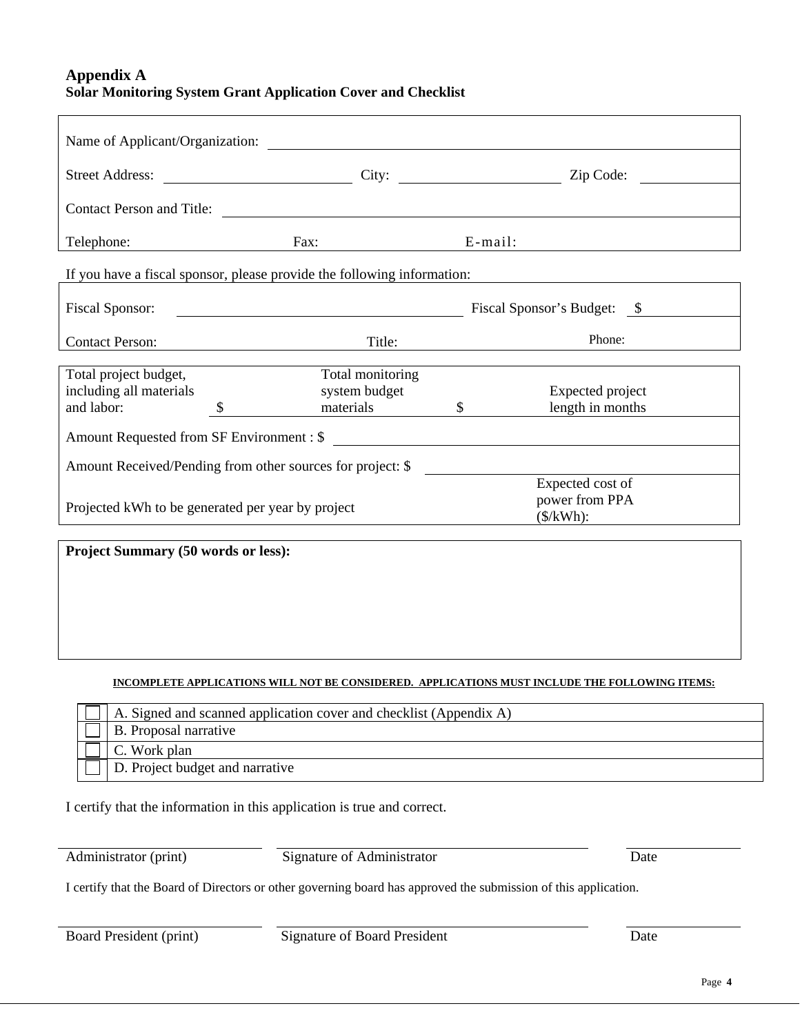# Appendix A

## Solar Monitoring System Grant Application Cover and Checklist

Name of Applicant/Organization: ____________________

Street Address: ____________________ City: ____________________ Zip Code: ____________

Contact Person and Title: ____________________

Telephone: Fax: E-mail:

If you have a fiscal sponsor, please provide the following information:

Fiscal Sponsor: ____________________ Fiscal Sponsor's Budget: $ ____________

Contact Person: Title: Phone:

| | | | | |
|---|---|---|---|---|
| Total project budget, including all materials and labor: | $ | Total monitoring system budget materials | $ | Expected project length in months |

Amount Requested from SF Environment : $ ____________________

Amount Received/Pending from other sources for project: $ ____________________

Projected kWh to be generated per year by project Expected cost of power from PPA ($/kWh):

**Project Summary (50 words or less):**

**INCOMPLETE APPLICATIONS WILL NOT BE CONSIDERED. APPLICATIONS MUST INCLUDE THE FOLLOWING ITEMS:**

| | |
|---|---|
| ☐ | A. Signed and scanned application cover and checklist (Appendix A) |
| ☐ | B. Proposal narrative |
| ☐ | C. Work plan |
| ☐ | D. Project budget and narrative |

I certify that the information in this application is true and correct.

Administrator (print) Signature of Administrator Date

I certify that the Board of Directors or other governing board has approved the submission of this application.

Board President (print) Signature of Board President Date